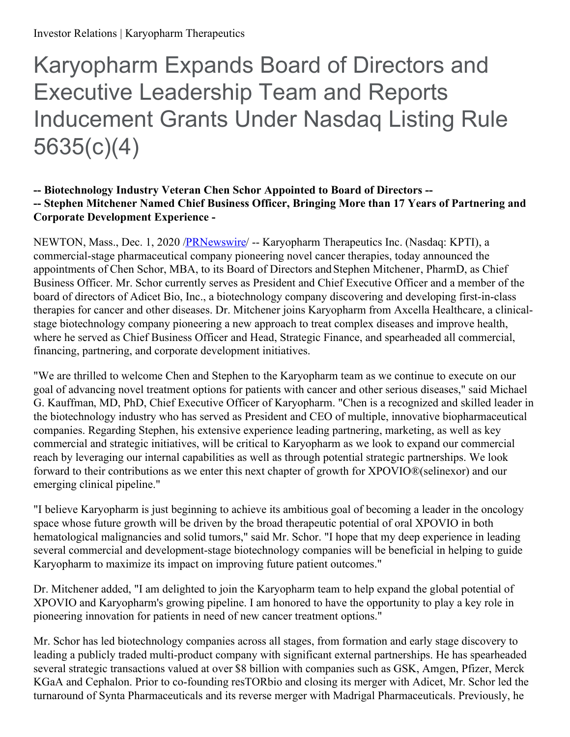# Karyopharm Expands Board of Directors and Executive Leadership Team and Reports Inducement Grants Under Nasdaq Listing Rule 5635(c)(4)

**-- Biotechnology Industry Veteran Chen Schor Appointed to Board of Directors --**
**-- Stephen Mitchener Named Chief Business Officer, Bringing More than 17 Years of Partnering and Corporate Development Experience -**

NEWTON, Mass., Dec. 1, 2020 /PRNewswire/ -- Karyopharm Therapeutics Inc. (Nasdaq: KPTI), a commercial-stage pharmaceutical company pioneering novel cancer therapies, today announced the appointments of Chen Schor, MBA, to its Board of Directors and Stephen Mitchener, PharmD, as Chief Business Officer. Mr. Schor currently serves as President and Chief Executive Officer and a member of the board of directors of Adicet Bio, Inc., a biotechnology company discovering and developing first-in-class therapies for cancer and other diseases. Dr. Mitchener joins Karyopharm from Axcella Healthcare, a clinical-stage biotechnology company pioneering a new approach to treat complex diseases and improve health, where he served as Chief Business Officer and Head, Strategic Finance, and spearheaded all commercial, financing, partnering, and corporate development initiatives.

"We are thrilled to welcome Chen and Stephen to the Karyopharm team as we continue to execute on our goal of advancing novel treatment options for patients with cancer and other serious diseases," said Michael G. Kauffman, MD, PhD, Chief Executive Officer of Karyopharm. "Chen is a recognized and skilled leader in the biotechnology industry who has served as President and CEO of multiple, innovative biopharmaceutical companies. Regarding Stephen, his extensive experience leading partnering, marketing, as well as key commercial and strategic initiatives, will be critical to Karyopharm as we look to expand our commercial reach by leveraging our internal capabilities as well as through potential strategic partnerships. We look forward to their contributions as we enter this next chapter of growth for XPOVIO®(selinexor) and our emerging clinical pipeline."

"I believe Karyopharm is just beginning to achieve its ambitious goal of becoming a leader in the oncology space whose future growth will be driven by the broad therapeutic potential of oral XPOVIO in both hematological malignancies and solid tumors," said Mr. Schor. "I hope that my deep experience in leading several commercial and development-stage biotechnology companies will be beneficial in helping to guide Karyopharm to maximize its impact on improving future patient outcomes."

Dr. Mitchener added, "I am delighted to join the Karyopharm team to help expand the global potential of XPOVIO and Karyopharm's growing pipeline. I am honored to have the opportunity to play a key role in pioneering innovation for patients in need of new cancer treatment options."

Mr. Schor has led biotechnology companies across all stages, from formation and early stage discovery to leading a publicly traded multi-product company with significant external partnerships. He has spearheaded several strategic transactions valued at over $8 billion with companies such as GSK, Amgen, Pfizer, Merck KGaA and Cephalon. Prior to co-founding resTORbio and closing its merger with Adicet, Mr. Schor led the turnaround of Synta Pharmaceuticals and its reverse merger with Madrigal Pharmaceuticals. Previously, he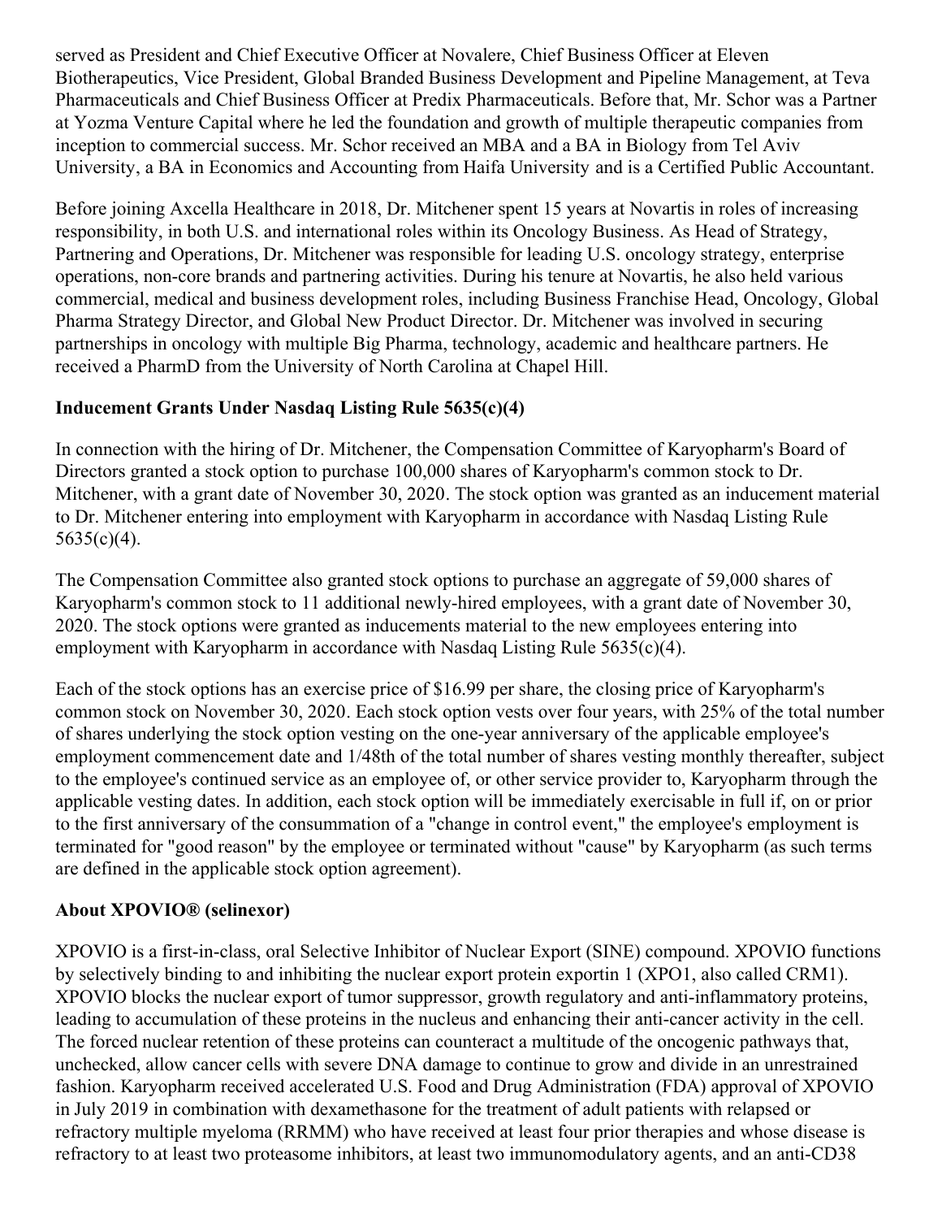served as President and Chief Executive Officer at Novalere, Chief Business Officer at Eleven Biotherapeutics, Vice President, Global Branded Business Development and Pipeline Management, at Teva Pharmaceuticals and Chief Business Officer at Predix Pharmaceuticals. Before that, Mr. Schor was a Partner at Yozma Venture Capital where he led the foundation and growth of multiple therapeutic companies from inception to commercial success. Mr. Schor received an MBA and a BA in Biology from Tel Aviv University, a BA in Economics and Accounting from Haifa University and is a Certified Public Accountant.

Before joining Axcella Healthcare in 2018, Dr. Mitchener spent 15 years at Novartis in roles of increasing responsibility, in both U.S. and international roles within its Oncology Business. As Head of Strategy, Partnering and Operations, Dr. Mitchener was responsible for leading U.S. oncology strategy, enterprise operations, non-core brands and partnering activities. During his tenure at Novartis, he also held various commercial, medical and business development roles, including Business Franchise Head, Oncology, Global Pharma Strategy Director, and Global New Product Director. Dr. Mitchener was involved in securing partnerships in oncology with multiple Big Pharma, technology, academic and healthcare partners. He received a PharmD from the University of North Carolina at Chapel Hill.

**Inducement Grants Under Nasdaq Listing Rule 5635(c)(4)**

In connection with the hiring of Dr. Mitchener, the Compensation Committee of Karyopharm's Board of Directors granted a stock option to purchase 100,000 shares of Karyopharm's common stock to Dr. Mitchener, with a grant date of November 30, 2020. The stock option was granted as an inducement material to Dr. Mitchener entering into employment with Karyopharm in accordance with Nasdaq Listing Rule 5635(c)(4).

The Compensation Committee also granted stock options to purchase an aggregate of 59,000 shares of Karyopharm's common stock to 11 additional newly-hired employees, with a grant date of November 30, 2020. The stock options were granted as inducements material to the new employees entering into employment with Karyopharm in accordance with Nasdaq Listing Rule 5635(c)(4).

Each of the stock options has an exercise price of $16.99 per share, the closing price of Karyopharm's common stock on November 30, 2020. Each stock option vests over four years, with 25% of the total number of shares underlying the stock option vesting on the one-year anniversary of the applicable employee's employment commencement date and 1/48th of the total number of shares vesting monthly thereafter, subject to the employee's continued service as an employee of, or other service provider to, Karyopharm through the applicable vesting dates. In addition, each stock option will be immediately exercisable in full if, on or prior to the first anniversary of the consummation of a "change in control event," the employee's employment is terminated for "good reason" by the employee or terminated without "cause" by Karyopharm (as such terms are defined in the applicable stock option agreement).

**About XPOVIO® (selinexor)**

XPOVIO is a first-in-class, oral Selective Inhibitor of Nuclear Export (SINE) compound. XPOVIO functions by selectively binding to and inhibiting the nuclear export protein exportin 1 (XPO1, also called CRM1). XPOVIO blocks the nuclear export of tumor suppressor, growth regulatory and anti-inflammatory proteins, leading to accumulation of these proteins in the nucleus and enhancing their anti-cancer activity in the cell. The forced nuclear retention of these proteins can counteract a multitude of the oncogenic pathways that, unchecked, allow cancer cells with severe DNA damage to continue to grow and divide in an unrestrained fashion. Karyopharm received accelerated U.S. Food and Drug Administration (FDA) approval of XPOVIO in July 2019 in combination with dexamethasone for the treatment of adult patients with relapsed or refractory multiple myeloma (RRMM) who have received at least four prior therapies and whose disease is refractory to at least two proteasome inhibitors, at least two immunomodulatory agents, and an anti-CD38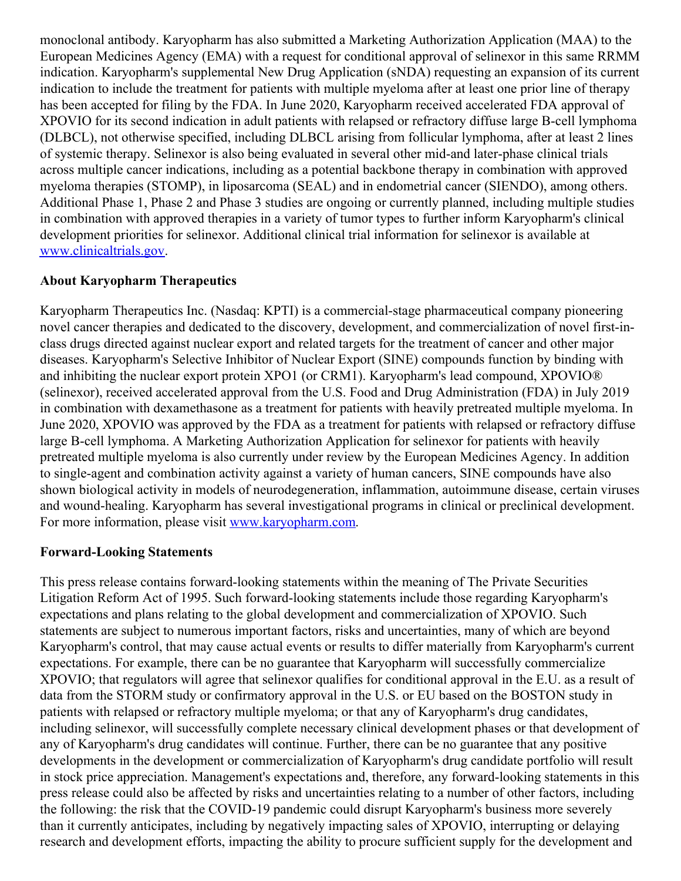monoclonal antibody. Karyopharm has also submitted a Marketing Authorization Application (MAA) to the European Medicines Agency (EMA) with a request for conditional approval of selinexor in this same RRMM indication. Karyopharm's supplemental New Drug Application (sNDA) requesting an expansion of its current indication to include the treatment for patients with multiple myeloma after at least one prior line of therapy has been accepted for filing by the FDA. In June 2020, Karyopharm received accelerated FDA approval of XPOVIO for its second indication in adult patients with relapsed or refractory diffuse large B-cell lymphoma (DLBCL), not otherwise specified, including DLBCL arising from follicular lymphoma, after at least 2 lines of systemic therapy. Selinexor is also being evaluated in several other mid-and later-phase clinical trials across multiple cancer indications, including as a potential backbone therapy in combination with approved myeloma therapies (STOMP), in liposarcoma (SEAL) and in endometrial cancer (SIENDO), among others. Additional Phase 1, Phase 2 and Phase 3 studies are ongoing or currently planned, including multiple studies in combination with approved therapies in a variety of tumor types to further inform Karyopharm's clinical development priorities for selinexor. Additional clinical trial information for selinexor is available at [www.clinicaltrials.gov](http://www.clinicaltrials.gov).

## About Karyopharm Therapeutics

Karyopharm Therapeutics Inc. (Nasdaq: KPTI) is a commercial-stage pharmaceutical company pioneering novel cancer therapies and dedicated to the discovery, development, and commercialization of novel first-in-class drugs directed against nuclear export and related targets for the treatment of cancer and other major diseases. Karyopharm's Selective Inhibitor of Nuclear Export (SINE) compounds function by binding with and inhibiting the nuclear export protein XPO1 (or CRM1). Karyopharm's lead compound, XPOVIO® (selinexor), received accelerated approval from the U.S. Food and Drug Administration (FDA) in July 2019 in combination with dexamethasone as a treatment for patients with heavily pretreated multiple myeloma. In June 2020, XPOVIO was approved by the FDA as a treatment for patients with relapsed or refractory diffuse large B-cell lymphoma. A Marketing Authorization Application for selinexor for patients with heavily pretreated multiple myeloma is also currently under review by the European Medicines Agency. In addition to single-agent and combination activity against a variety of human cancers, SINE compounds have also shown biological activity in models of neurodegeneration, inflammation, autoimmune disease, certain viruses and wound-healing. Karyopharm has several investigational programs in clinical or preclinical development. For more information, please visit [www.karyopharm.com](http://www.karyopharm.com).

## Forward-Looking Statements

This press release contains forward-looking statements within the meaning of The Private Securities Litigation Reform Act of 1995. Such forward-looking statements include those regarding Karyopharm's expectations and plans relating to the global development and commercialization of XPOVIO. Such statements are subject to numerous important factors, risks and uncertainties, many of which are beyond Karyopharm's control, that may cause actual events or results to differ materially from Karyopharm's current expectations. For example, there can be no guarantee that Karyopharm will successfully commercialize XPOVIO; that regulators will agree that selinexor qualifies for conditional approval in the E.U. as a result of data from the STORM study or confirmatory approval in the U.S. or EU based on the BOSTON study in patients with relapsed or refractory multiple myeloma; or that any of Karyopharm's drug candidates, including selinexor, will successfully complete necessary clinical development phases or that development of any of Karyopharm's drug candidates will continue. Further, there can be no guarantee that any positive developments in the development or commercialization of Karyopharm's drug candidate portfolio will result in stock price appreciation. Management's expectations and, therefore, any forward-looking statements in this press release could also be affected by risks and uncertainties relating to a number of other factors, including the following: the risk that the COVID-19 pandemic could disrupt Karyopharm's business more severely than it currently anticipates, including by negatively impacting sales of XPOVIO, interrupting or delaying research and development efforts, impacting the ability to procure sufficient supply for the development and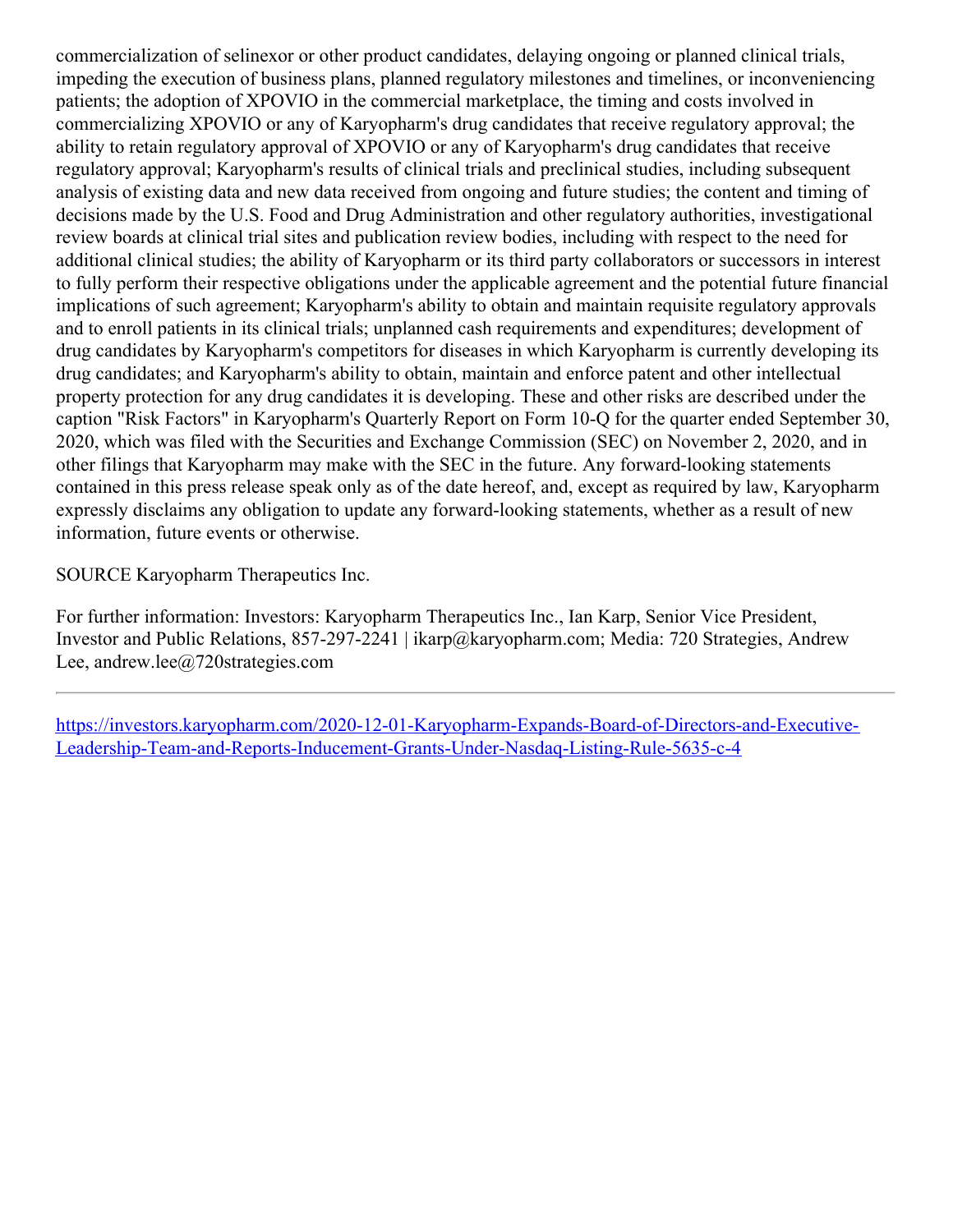commercialization of selinexor or other product candidates, delaying ongoing or planned clinical trials, impeding the execution of business plans, planned regulatory milestones and timelines, or inconveniencing patients; the adoption of XPOVIO in the commercial marketplace, the timing and costs involved in commercializing XPOVIO or any of Karyopharm's drug candidates that receive regulatory approval; the ability to retain regulatory approval of XPOVIO or any of Karyopharm's drug candidates that receive regulatory approval; Karyopharm's results of clinical trials and preclinical studies, including subsequent analysis of existing data and new data received from ongoing and future studies; the content and timing of decisions made by the U.S. Food and Drug Administration and other regulatory authorities, investigational review boards at clinical trial sites and publication review bodies, including with respect to the need for additional clinical studies; the ability of Karyopharm or its third party collaborators or successors in interest to fully perform their respective obligations under the applicable agreement and the potential future financial implications of such agreement; Karyopharm's ability to obtain and maintain requisite regulatory approvals and to enroll patients in its clinical trials; unplanned cash requirements and expenditures; development of drug candidates by Karyopharm's competitors for diseases in which Karyopharm is currently developing its drug candidates; and Karyopharm's ability to obtain, maintain and enforce patent and other intellectual property protection for any drug candidates it is developing. These and other risks are described under the caption "Risk Factors" in Karyopharm's Quarterly Report on Form 10-Q for the quarter ended September 30, 2020, which was filed with the Securities and Exchange Commission (SEC) on November 2, 2020, and in other filings that Karyopharm may make with the SEC in the future. Any forward-looking statements contained in this press release speak only as of the date hereof, and, except as required by law, Karyopharm expressly disclaims any obligation to update any forward-looking statements, whether as a result of new information, future events or otherwise.

SOURCE Karyopharm Therapeutics Inc.

For further information: Investors: Karyopharm Therapeutics Inc., Ian Karp, Senior Vice President, Investor and Public Relations, 857-297-2241 | ikarp@karyopharm.com; Media: 720 Strategies, Andrew Lee, andrew.lee@720strategies.com

---

https://investors.karyopharm.com/2020-12-01-Karyopharm-Expands-Board-of-Directors-and-Executive-Leadership-Team-and-Reports-Inducement-Grants-Under-Nasdaq-Listing-Rule-5635-c-4